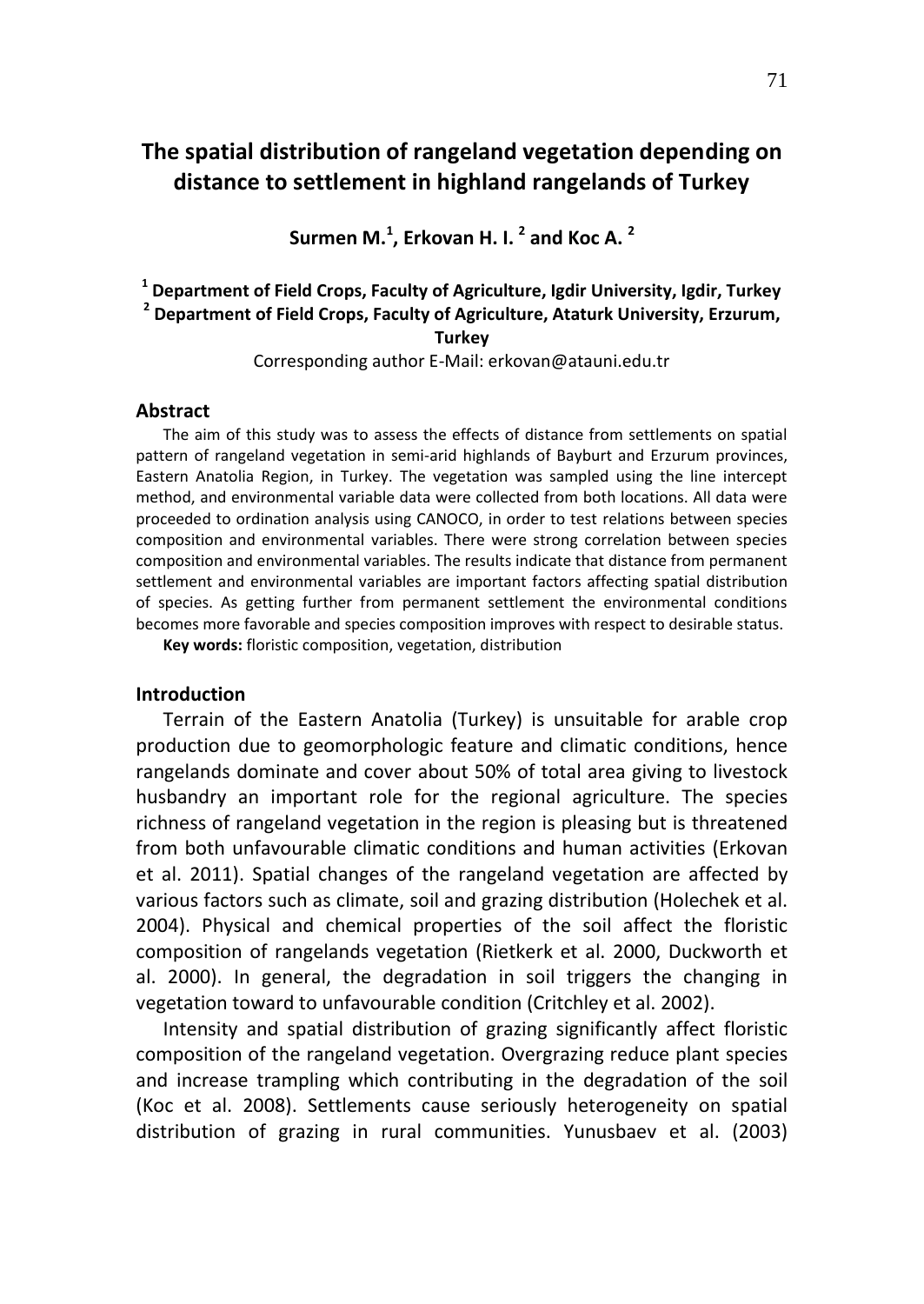# The spatial distribution of rangeland vegetation depending on distance to settlement in highland rangelands of Turkey

**Surmen M.[1], Erkovan H. I. [2] and Koc A. [2]**

**[1] Department of Field Crops, Faculty of Agriculture, Igdir University, Igdir, Turkey**
**[2] Department of Field Crops, Faculty of Agriculture, Ataturk University, Erzurum, Turkey**

Corresponding author E-Mail: erkovan@atauni.edu.tr

## Abstract

The aim of this study was to assess the effects of distance from settlements on spatial pattern of rangeland vegetation in semi-arid highlands of Bayburt and Erzurum provinces, Eastern Anatolia Region, in Turkey. The vegetation was sampled using the line intercept method, and environmental variable data were collected from both locations. All data were proceeded to ordination analysis using CANOCO, in order to test relations between species composition and environmental variables. There were strong correlation between species composition and environmental variables. The results indicate that distance from permanent settlement and environmental variables are important factors affecting spatial distribution of species. As getting further from permanent settlement the environmental conditions becomes more favorable and species composition improves with respect to desirable status.

**Key words:** floristic composition, vegetation, distribution

## Introduction

Terrain of the Eastern Anatolia (Turkey) is unsuitable for arable crop production due to geomorphologic feature and climatic conditions, hence rangelands dominate and cover about 50% of total area giving to livestock husbandry an important role for the regional agriculture. The species richness of rangeland vegetation in the region is pleasing but is threatened from both unfavourable climatic conditions and human activities (Erkovan et al. 2011). Spatial changes of the rangeland vegetation are affected by various factors such as climate, soil and grazing distribution (Holechek et al. 2004). Physical and chemical properties of the soil affect the floristic composition of rangelands vegetation (Rietkerk et al. 2000, Duckworth et al. 2000). In general, the degradation in soil triggers the changing in vegetation toward to unfavourable condition (Critchley et al. 2002).

Intensity and spatial distribution of grazing significantly affect floristic composition of the rangeland vegetation. Overgrazing reduce plant species and increase trampling which contributing in the degradation of the soil (Koc et al. 2008). Settlements cause seriously heterogeneity on spatial distribution of grazing in rural communities. Yunusbaev et al. (2003)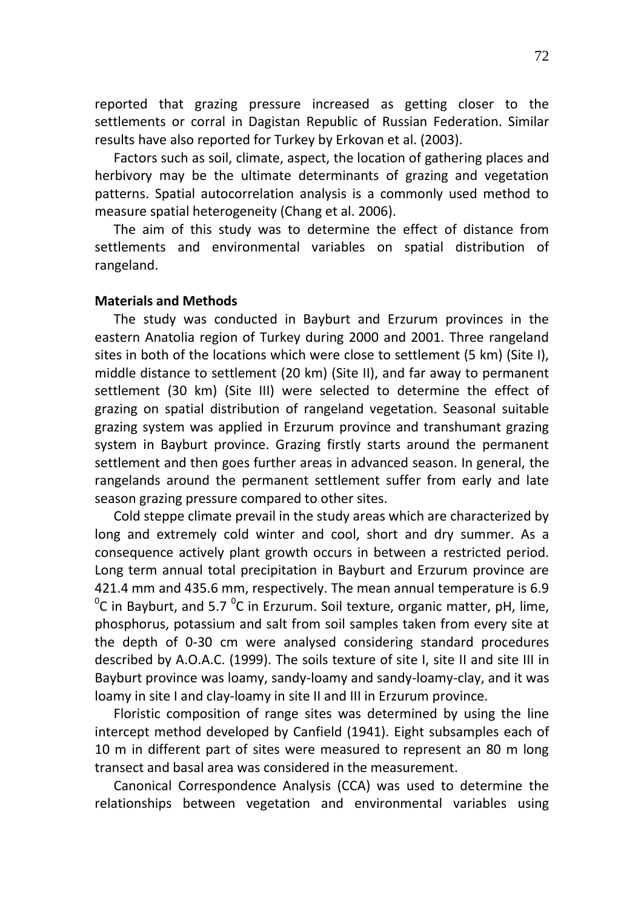reported that grazing pressure increased as getting closer to the settlements or corral in Dagistan Republic of Russian Federation. Similar results have also reported for Turkey by Erkovan et al. (2003).

Factors such as soil, climate, aspect, the location of gathering places and herbivory may be the ultimate determinants of grazing and vegetation patterns. Spatial autocorrelation analysis is a commonly used method to measure spatial heterogeneity (Chang et al. 2006).

The aim of this study was to determine the effect of distance from settlements and environmental variables on spatial distribution of rangeland.

**Materials and Methods**

The study was conducted in Bayburt and Erzurum provinces in the eastern Anatolia region of Turkey during 2000 and 2001. Three rangeland sites in both of the locations which were close to settlement (5 km) (Site I), middle distance to settlement (20 km) (Site II), and far away to permanent settlement (30 km) (Site III) were selected to determine the effect of grazing on spatial distribution of rangeland vegetation. Seasonal suitable grazing system was applied in Erzurum province and transhumant grazing system in Bayburt province. Grazing firstly starts around the permanent settlement and then goes further areas in advanced season. In general, the rangelands around the permanent settlement suffer from early and late season grazing pressure compared to other sites.

Cold steppe climate prevail in the study areas which are characterized by long and extremely cold winter and cool, short and dry summer. As a consequence actively plant growth occurs in between a restricted period. Long term annual total precipitation in Bayburt and Erzurum province are 421.4 mm and 435.6 mm, respectively. The mean annual temperature is 6.9 $^{0}$C in Bayburt, and 5.7 $^{0}$C in Erzurum. Soil texture, organic matter, pH, lime, phosphorus, potassium and salt from soil samples taken from every site at the depth of 0-30 cm were analysed considering standard procedures described by A.O.A.C. (1999). The soils texture of site I, site II and site III in Bayburt province was loamy, sandy-loamy and sandy-loamy-clay, and it was loamy in site I and clay-loamy in site II and III in Erzurum province.

Floristic composition of range sites was determined by using the line intercept method developed by Canfield (1941). Eight subsamples each of 10 m in different part of sites were measured to represent an 80 m long transect and basal area was considered in the measurement.

Canonical Correspondence Analysis (CCA) was used to determine the relationships between vegetation and environmental variables using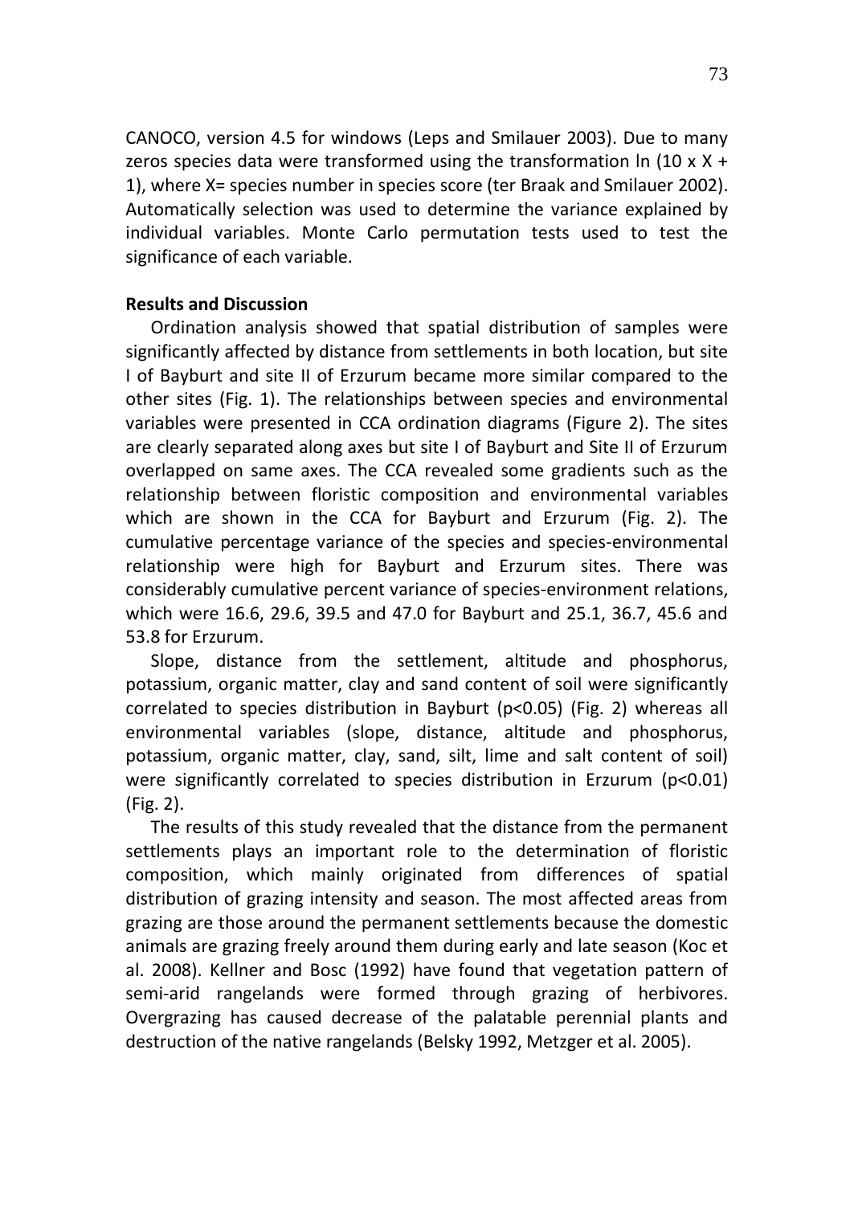CANOCO, version 4.5 for windows (Leps and Smilauer 2003). Due to many zeros species data were transformed using the transformation ln (10 x X + 1), where X= species number in species score (ter Braak and Smilauer 2002). Automatically selection was used to determine the variance explained by individual variables. Monte Carlo permutation tests used to test the significance of each variable.

**Results and Discussion**

Ordination analysis showed that spatial distribution of samples were significantly affected by distance from settlements in both location, but site I of Bayburt and site II of Erzurum became more similar compared to the other sites (Fig. 1). The relationships between species and environmental variables were presented in CCA ordination diagrams (Figure 2). The sites are clearly separated along axes but site I of Bayburt and Site II of Erzurum overlapped on same axes. The CCA revealed some gradients such as the relationship between floristic composition and environmental variables which are shown in the CCA for Bayburt and Erzurum (Fig. 2). The cumulative percentage variance of the species and species-environmental relationship were high for Bayburt and Erzurum sites. There was considerably cumulative percent variance of species-environment relations, which were 16.6, 29.6, 39.5 and 47.0 for Bayburt and 25.1, 36.7, 45.6 and 53.8 for Erzurum.

Slope, distance from the settlement, altitude and phosphorus, potassium, organic matter, clay and sand content of soil were significantly correlated to species distribution in Bayburt ($p<0.05$) (Fig. 2) whereas all environmental variables (slope, distance, altitude and phosphorus, potassium, organic matter, clay, sand, silt, lime and salt content of soil) were significantly correlated to species distribution in Erzurum ($p<0.01$) (Fig. 2).

The results of this study revealed that the distance from the permanent settlements plays an important role to the determination of floristic composition, which mainly originated from differences of spatial distribution of grazing intensity and season. The most affected areas from grazing are those around the permanent settlements because the domestic animals are grazing freely around them during early and late season (Koc et al. 2008). Kellner and Bosc (1992) have found that vegetation pattern of semi-arid rangelands were formed through grazing of herbivores. Overgrazing has caused decrease of the palatable perennial plants and destruction of the native rangelands (Belsky 1992, Metzger et al. 2005).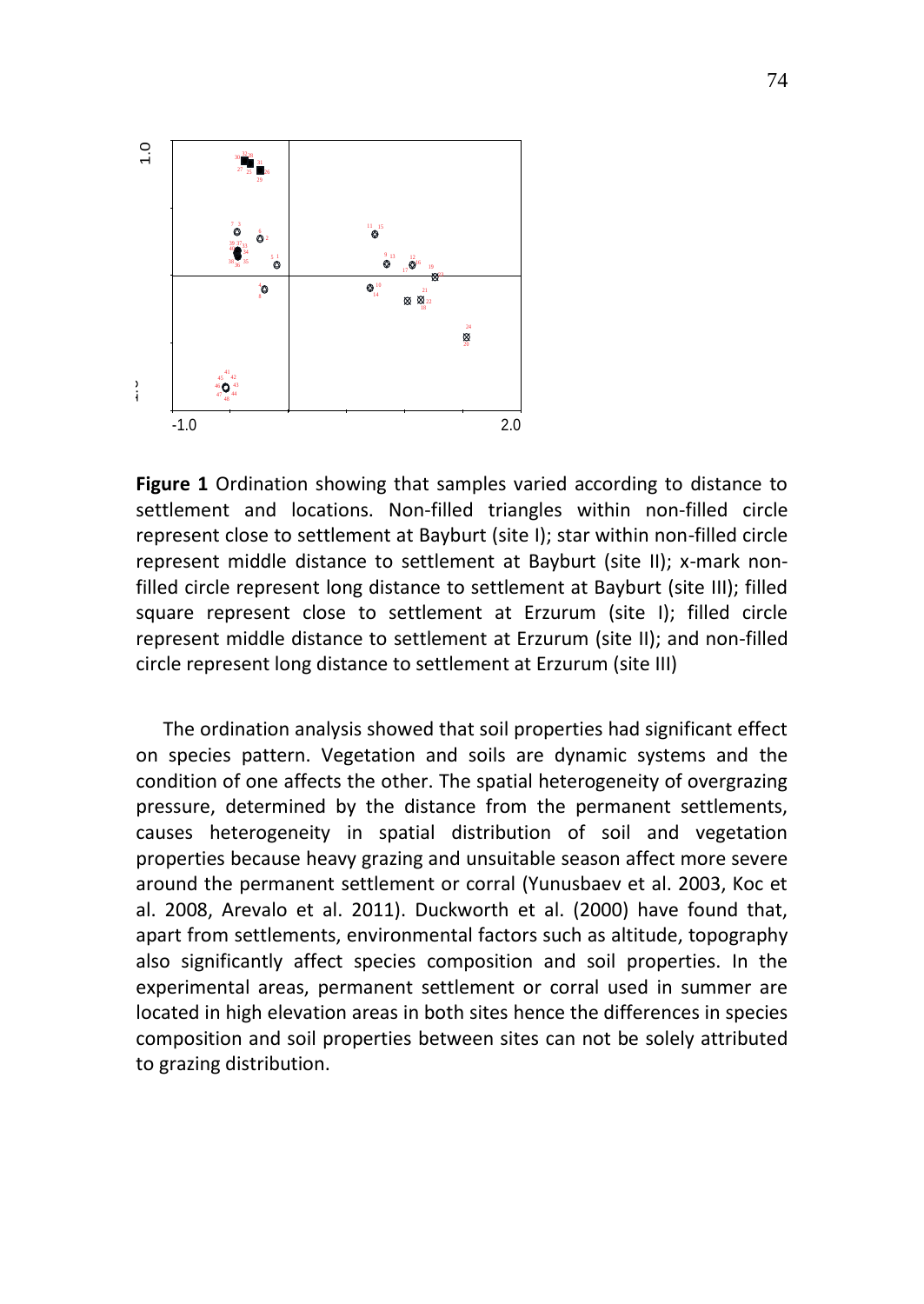**Figure 1** Ordination showing that samples varied according to distance to settlement and locations. Non-filled triangles within non-filled circle represent close to settlement at Bayburt (site I); star within non-filled circle represent middle distance to settlement at Bayburt (site II); x-mark non-filled circle represent long distance to settlement at Bayburt (site III); filled square represent close to settlement at Erzurum (site I); filled circle represent middle distance to settlement at Erzurum (site II); and non-filled circle represent long distance to settlement at Erzurum (site III)

The ordination analysis showed that soil properties had significant effect on species pattern. Vegetation and soils are dynamic systems and the condition of one affects the other. The spatial heterogeneity of overgrazing pressure, determined by the distance from the permanent settlements, causes heterogeneity in spatial distribution of soil and vegetation properties because heavy grazing and unsuitable season affect more severe around the permanent settlement or corral (Yunusbaev et al. 2003, Koc et al. 2008, Arevalo et al. 2011). Duckworth et al. (2000) have found that, apart from settlements, environmental factors such as altitude, topography also significantly affect species composition and soil properties. In the experimental areas, permanent settlement or corral used in summer are located in high elevation areas in both sites hence the differences in species composition and soil properties between sites can not be solely attributed to grazing distribution.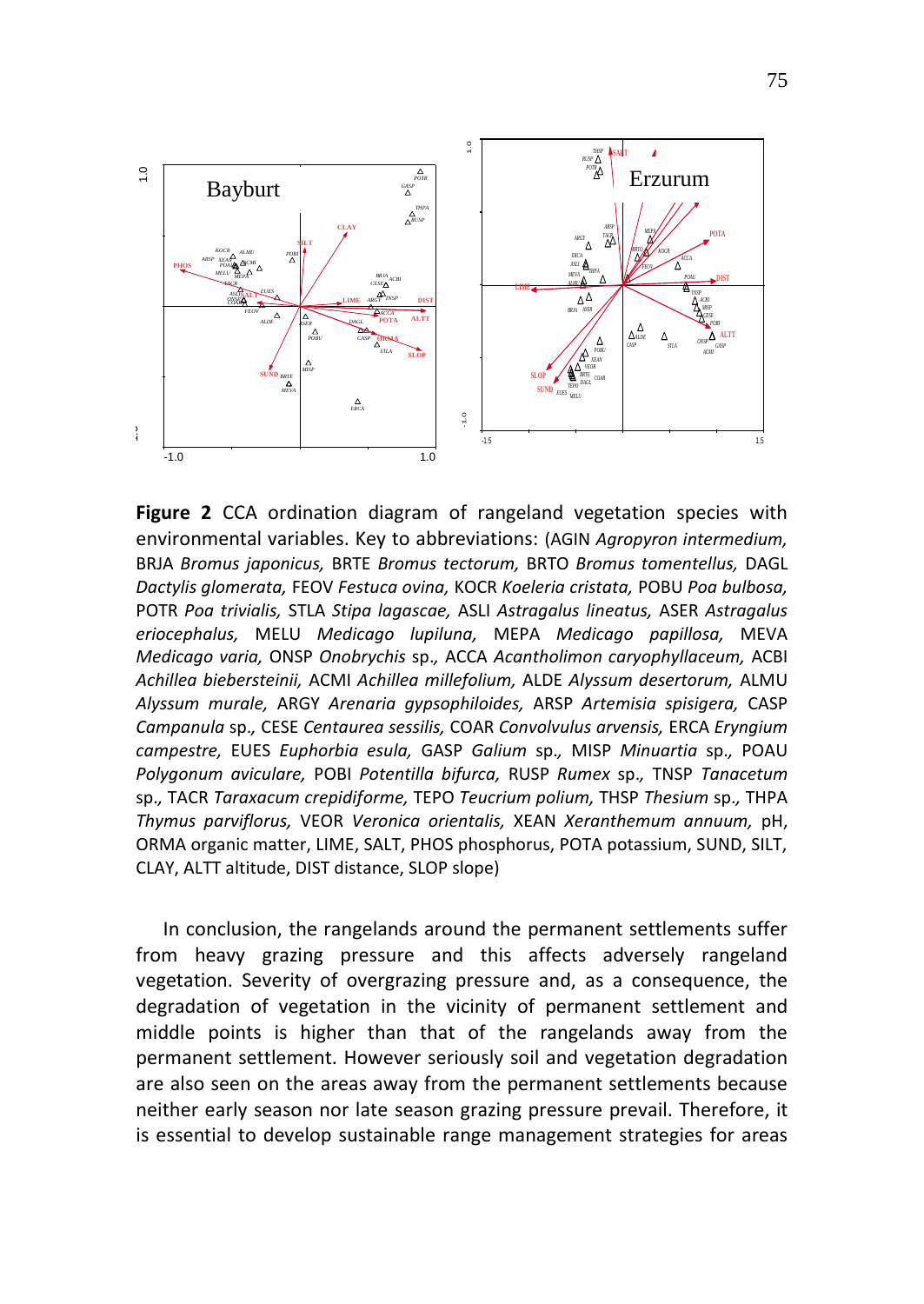**Figure 2** CCA ordination diagram of rangeland vegetation species with environmental variables. Key to abbreviations: (AGIN *Agropyron intermedium,* BRJA *Bromus japonicus,* BRTE *Bromus tectorum,* BRTO *Bromus tomentellus,* DAGL *Dactylis glomerata,* FEOV *Festuca ovina,* KOCR *Koeleria cristata,* POBU *Poa bulbosa,* POTR *Poa trivialis,* STLA *Stipa lagascae,* ASLI *Astragalus lineatus,* ASER *Astragalus eriocephalus,* MELU *Medicago lupiluna,* MEPA *Medicago papillosa,* MEVA *Medicago varia,* ONSP *Onobrychis* sp.*,* ACCA *Acantholimon caryophyllaceum,* ACBI *Achillea biebersteinii,* ACMI *Achillea millefolium,* ALDE *Alyssum desertorum,* ALMU *Alyssum murale,* ARGY *Arenaria gypsophiloides,* ARSP *Artemisia spisigera,* CASP *Campanula* sp.*,* CESE *Centaurea sessilis,* COAR *Convolvulus arvensis,* ERCA *Eryngium campestre,* EUES *Euphorbia esula,* GASP *Galium* sp.*,* MISP *Minuartia* sp.*,* POAU *Polygonum aviculare,* POBI *Potentilla bifurca,* RUSP *Rumex* sp.*,* TNSP *Tanacetum* sp.*,* TACR *Taraxacum crepidiforme,* TEPO *Teucrium polium,* THSP *Thesium* sp.*,* THPA *Thymus parviflorus,* VEOR *Veronica orientalis,* XEAN *Xeranthemum annuum,* pH, ORMA organic matter, LIME, SALT, PHOS phosphorus, POTA potassium, SUND, SILT, CLAY, ALTT altitude, DIST distance, SLOP slope)

In conclusion, the rangelands around the permanent settlements suffer from heavy grazing pressure and this affects adversely rangeland vegetation. Severity of overgrazing pressure and, as a consequence, the degradation of vegetation in the vicinity of permanent settlement and middle points is higher than that of the rangelands away from the permanent settlement. However seriously soil and vegetation degradation are also seen on the areas away from the permanent settlements because neither early season nor late season grazing pressure prevail. Therefore, it is essential to develop sustainable range management strategies for areas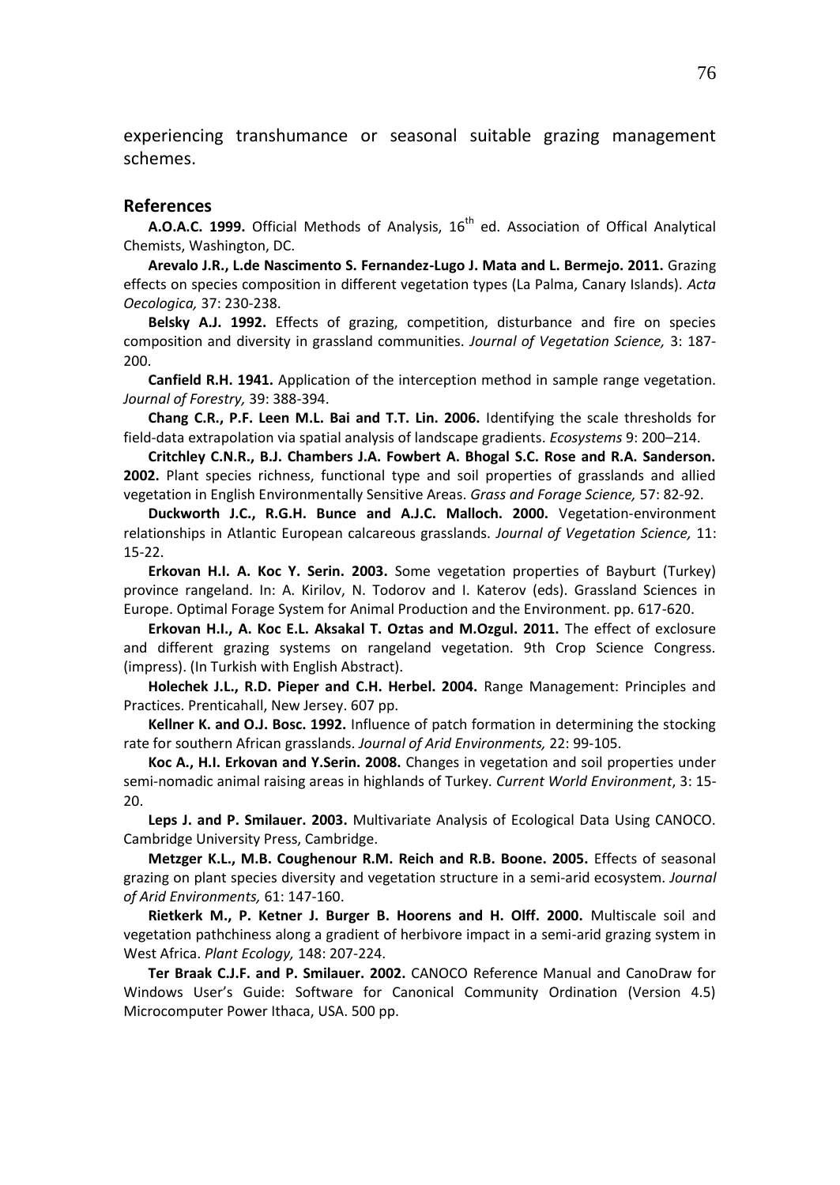experiencing transhumance or seasonal suitable grazing management schemes.

## References

**A.O.A.C. 1999.** Official Methods of Analysis, 16th ed. Association of Offical Analytical Chemists, Washington, DC.

**Arevalo J.R., L.de Nascimento S. Fernandez-Lugo J. Mata and L. Bermejo. 2011.** Grazing effects on species composition in different vegetation types (La Palma, Canary Islands). *Acta Oecologica,* 37: 230-238.

**Belsky A.J. 1992.** Effects of grazing, competition, disturbance and fire on species composition and diversity in grassland communities. *Journal of Vegetation Science,* 3: 187-200.

**Canfield R.H. 1941.** Application of the interception method in sample range vegetation. *Journal of Forestry,* 39: 388-394.

**Chang C.R., P.F. Leen M.L. Bai and T.T. Lin. 2006.** Identifying the scale thresholds for field-data extrapolation via spatial analysis of landscape gradients. *Ecosystems* 9: 200–214.

**Critchley C.N.R., B.J. Chambers J.A. Fowbert A. Bhogal S.C. Rose and R.A. Sanderson. 2002.** Plant species richness, functional type and soil properties of grasslands and allied vegetation in English Environmentally Sensitive Areas. *Grass and Forage Science,* 57: 82-92.

**Duckworth J.C., R.G.H. Bunce and A.J.C. Malloch. 2000.** Vegetation-environment relationships in Atlantic European calcareous grasslands. *Journal of Vegetation Science,* 11: 15-22.

**Erkovan H.I. A. Koc Y. Serin. 2003.** Some vegetation properties of Bayburt (Turkey) province rangeland. In: A. Kirilov, N. Todorov and I. Katerov (eds). Grassland Sciences in Europe. Optimal Forage System for Animal Production and the Environment. pp. 617-620.

**Erkovan H.I., A. Koc E.L. Aksakal T. Oztas and M.Ozgul. 2011.** The effect of exclosure and different grazing systems on rangeland vegetation. 9th Crop Science Congress. (impress). (In Turkish with English Abstract).

**Holechek J.L., R.D. Pieper and C.H. Herbel. 2004.** Range Management: Principles and Practices. Prenticahall, New Jersey. 607 pp.

**Kellner K. and O.J. Bosc. 1992.** Influence of patch formation in determining the stocking rate for southern African grasslands. *Journal of Arid Environments,* 22: 99-105.

**Koc A., H.I. Erkovan and Y.Serin. 2008.** Changes in vegetation and soil properties under semi-nomadic animal raising areas in highlands of Turkey. *Current World Environment*, 3: 15-20.

**Leps J. and P. Smilauer. 2003.** Multivariate Analysis of Ecological Data Using CANOCO. Cambridge University Press, Cambridge.

**Metzger K.L., M.B. Coughenour R.M. Reich and R.B. Boone. 2005.** Effects of seasonal grazing on plant species diversity and vegetation structure in a semi-arid ecosystem. *Journal of Arid Environments,* 61: 147-160.

**Rietkerk M., P. Ketner J. Burger B. Hoorens and H. Olff. 2000.** Multiscale soil and vegetation pathchiness along a gradient of herbivore impact in a semi-arid grazing system in West Africa. *Plant Ecology,* 148: 207-224.

**Ter Braak C.J.F. and P. Smilauer. 2002.** CANOCO Reference Manual and CanoDraw for Windows User's Guide: Software for Canonical Community Ordination (Version 4.5) Microcomputer Power Ithaca, USA. 500 pp.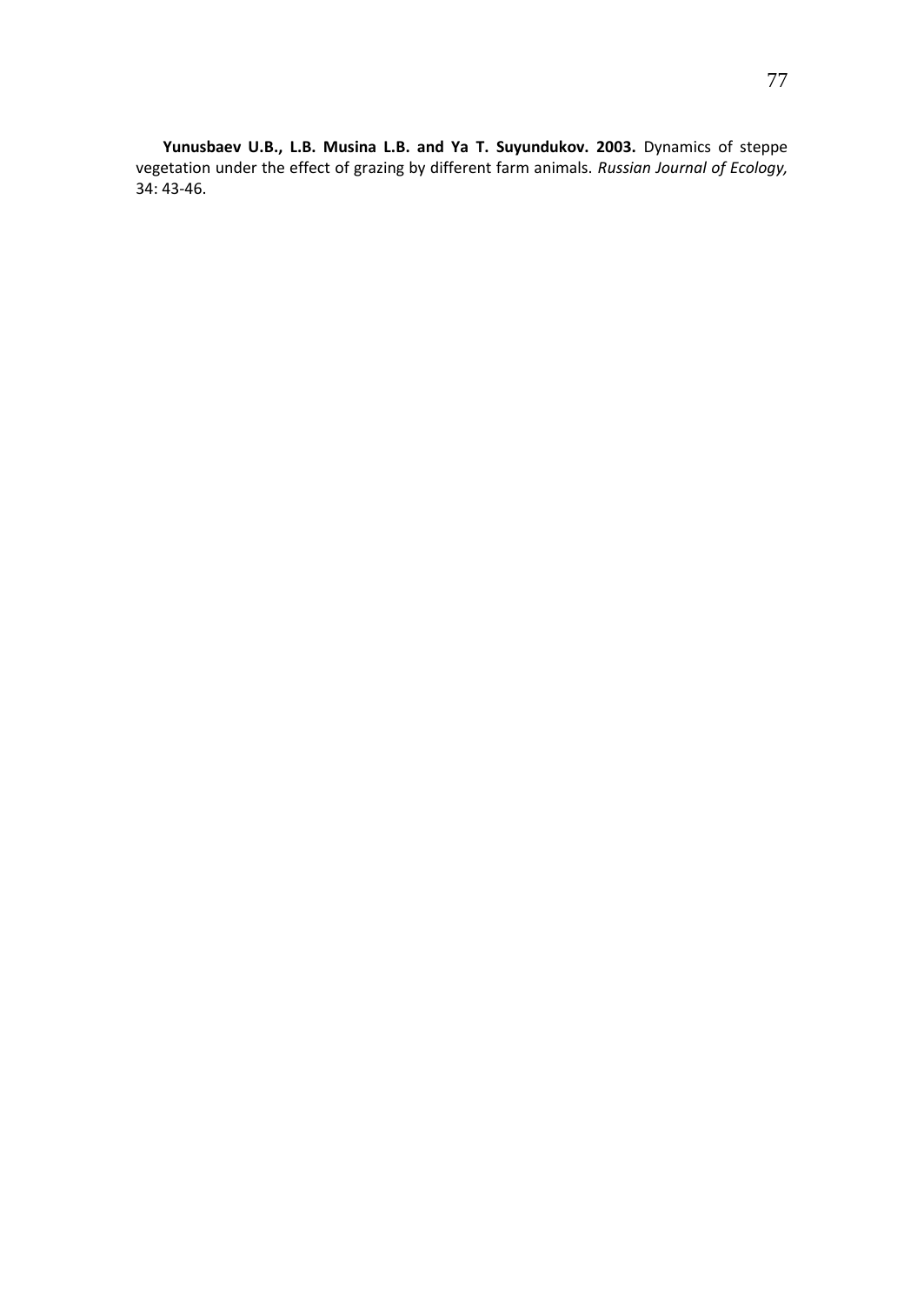**Yunusbaev U.B., L.B. Musina L.B. and Ya T. Suyundukov. 2003.** Dynamics of steppe vegetation under the effect of grazing by different farm animals. *Russian Journal of Ecology,* 34: 43-46.